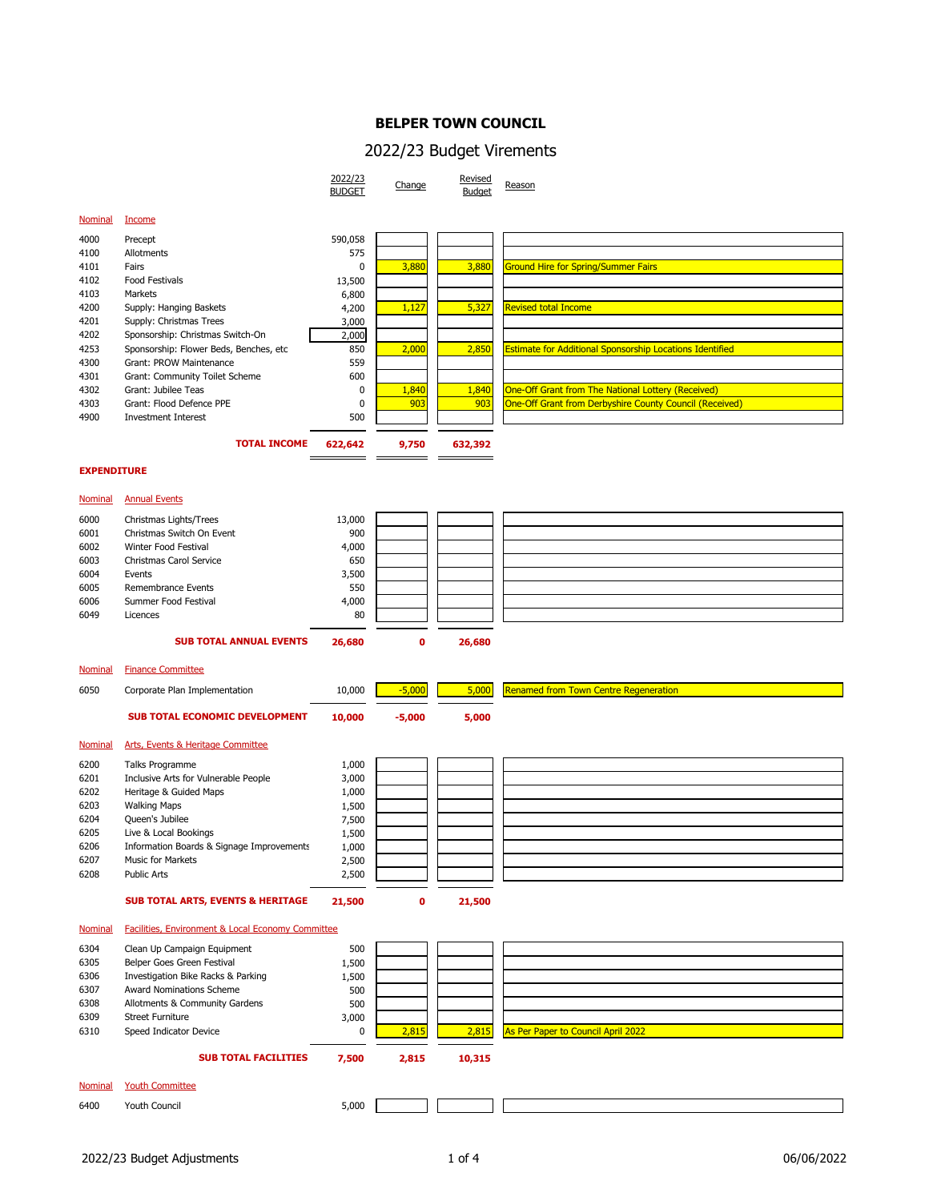# BELPER TOWN COUNCIL

## 2022/23 Budget Virements

| Nominal | Income | 2022/23 BUDGET | Change | Revised Budget | Reason |
|---|---|---|---|---|---|
| 4000 | Precept | 590,058 | | | |
| 4100 | Allotments | 575 | | | |
| 4101 | Fairs | 0 | 3,880 | 3,880 | Ground Hire for Spring/Summer Fairs |
| 4102 | Food Festivals | 13,500 | | | |
| 4103 | Markets | 6,800 | | | |
| 4200 | Supply: Hanging Baskets | 4,200 | 1,127 | 5,327 | Revised total Income |
| 4201 | Supply: Christmas Trees | 3,000 | | | |
| 4202 | Sponsorship: Christmas Switch-On | 2,000 | | | |
| 4253 | Sponsorship: Flower Beds, Benches, etc | 850 | 2,000 | 2,850 | Estimate for Additional Sponsorship Locations Identified |
| 4300 | Grant: PROW Maintenance | 559 | | | |
| 4301 | Grant: Community Toilet Scheme | 600 | | | |
| 4302 | Grant: Jubilee Teas | 0 | 1,840 | 1,840 | One-Off Grant from The National Lottery (Received) |
| 4303 | Grant: Flood Defence PPE | 0 | 903 | 903 | One-Off Grant from Derbyshire County Council (Received) |
| 4900 | Investment Interest | 500 | | | |
| | **TOTAL INCOME** | **622,642** | **9,750** | **632,392** | |

**EXPENDITURE**

| Nominal | Annual Events | 2022/23 BUDGET | Change | Revised Budget | Reason |
|---|---|---|---|---|---|
| 6000 | Christmas Lights/Trees | 13,000 | | | |
| 6001 | Christmas Switch On Event | 900 | | | |
| 6002 | Winter Food Festival | 4,000 | | | |
| 6003 | Christmas Carol Service | 650 | | | |
| 6004 | Events | 3,500 | | | |
| 6005 | Remembrance Events | 550 | | | |
| 6006 | Summer Food Festival | 4,000 | | | |
| 6049 | Licences | 80 | | | |
| | **SUB TOTAL ANNUAL EVENTS** | **26,680** | **0** | **26,680** | |

| Nominal | Finance Committee | 2022/23 BUDGET | Change | Revised Budget | Reason |
|---|---|---|---|---|---|
| 6050 | Corporate Plan Implementation | 10,000 | -5,000 | 5,000 | Renamed from Town Centre Regeneration |
| | **SUB TOTAL ECONOMIC DEVELOPMENT** | **10,000** | **-5,000** | **5,000** | |

| Nominal | Arts, Events & Heritage Committee | 2022/23 BUDGET | Change | Revised Budget | Reason |
|---|---|---|---|---|---|
| 6200 | Talks Programme | 1,000 | | | |
| 6201 | Inclusive Arts for Vulnerable People | 3,000 | | | |
| 6202 | Heritage & Guided Maps | 1,000 | | | |
| 6203 | Walking Maps | 1,500 | | | |
| 6204 | Queen's Jubilee | 7,500 | | | |
| 6205 | Live & Local Bookings | 1,500 | | | |
| 6206 | Information Boards & Signage Improvements | 1,000 | | | |
| 6207 | Music for Markets | 2,500 | | | |
| 6208 | Public Arts | 2,500 | | | |
| | **SUB TOTAL ARTS, EVENTS & HERITAGE** | **21,500** | **0** | **21,500** | |

| Nominal | Facilities, Environment & Local Economy Committee | 2022/23 BUDGET | Change | Revised Budget | Reason |
|---|---|---|---|---|---|
| 6304 | Clean Up Campaign Equipment | 500 | | | |
| 6305 | Belper Goes Green Festival | 1,500 | | | |
| 6306 | Investigation Bike Racks & Parking | 1,500 | | | |
| 6307 | Award Nominations Scheme | 500 | | | |
| 6308 | Allotments & Community Gardens | 500 | | | |
| 6309 | Street Furniture | 3,000 | | | |
| 6310 | Speed Indicator Device | 0 | 2,815 | 2,815 | As Per Paper to Council April 2022 |
| | **SUB TOTAL FACILITIES** | **7,500** | **2,815** | **10,315** | |

| Nominal | Youth Committee | 2022/23 BUDGET | Change | Revised Budget | Reason |
|---|---|---|---|---|---|
| 6400 | Youth Council | 5,000 | | | |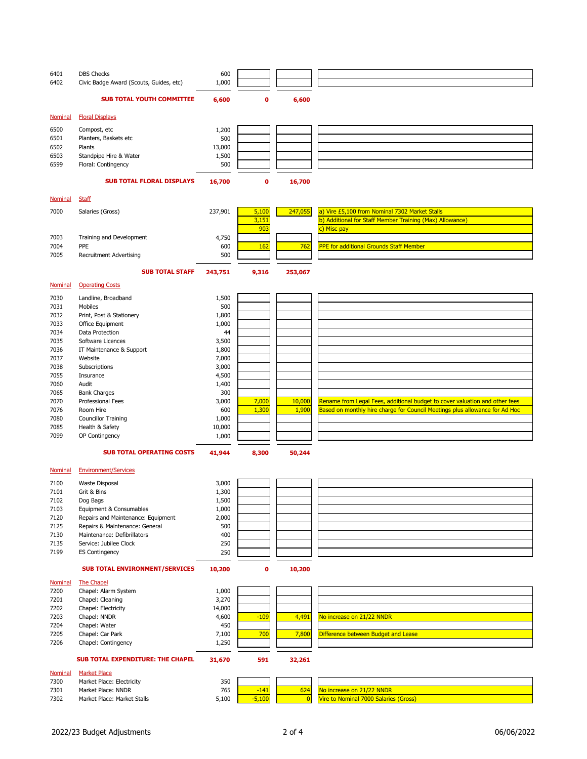| Nominal | Description | Budget | Adjustment | Revised | Notes |
|---|---|---|---|---|---|
| 6401 | DBS Checks | 600 | | | |
| 6402 | Civic Badge Award (Scouts, Guides, etc) | 1,000 | | | |
| | **SUB TOTAL YOUTH COMMITTEE** | **6,600** | **0** | **6,600** | |

| Nominal | Floral Displays | | | | |
|---|---|---|---|---|---|
| 6500 | Compost, etc | 1,200 | | | |
| 6501 | Planters, Baskets etc | 500 | | | |
| 6502 | Plants | 13,000 | | | |
| 6503 | Standpipe Hire & Water | 1,500 | | | |
| 6599 | Floral: Contingency | 500 | | | |
| | **SUB TOTAL FLORAL DISPLAYS** | **16,700** | **0** | **16,700** | |

| Nominal | Staff | | | | |
|---|---|---|---|---|---|
| 7000 | Salaries (Gross) | 237,901 | 5,100 | 247,055 | a) Vire £5,100 from Nominal 7302 Market Stalls |
| | | | 3,151 | | b) Additional for Staff Member Training (Max) Allowance) |
| | | | 903 | | c) Misc pay |
| 7003 | Training and Development | 4,750 | | | |
| 7004 | PPE | 600 | 162 | 762 | PPE for additional Grounds Staff Member |
| 7005 | Recruitment Advertising | 500 | | | |
| | **SUB TOTAL STAFF** | **243,751** | **9,316** | **253,067** | |

| Nominal | Operating Costs | | | | |
|---|---|---|---|---|---|
| 7030 | Landline, Broadband | 1,500 | | | |
| 7031 | Mobiles | 500 | | | |
| 7032 | Print, Post & Stationery | 1,800 | | | |
| 7033 | Office Equipment | 1,000 | | | |
| 7034 | Data Protection | 44 | | | |
| 7035 | Software Licences | 3,500 | | | |
| 7036 | IT Maintenance & Support | 1,800 | | | |
| 7037 | Website | 7,000 | | | |
| 7038 | Subscriptions | 3,000 | | | |
| 7055 | Insurance | 4,500 | | | |
| 7060 | Audit | 1,400 | | | |
| 7065 | Bank Charges | 300 | | | |
| 7070 | Professional Fees | 3,000 | 7,000 | 10,000 | Rename from Legal Fees, additional budget to cover valuation and other fees |
| 7076 | Room Hire | 600 | 1,300 | 1,900 | Based on monthly hire charge for Council Meetings plus allowance for Ad Hoc |
| 7080 | Councillor Training | 1,000 | | | |
| 7085 | Health & Safety | 10,000 | | | |
| 7099 | OP Contingency | 1,000 | | | |
| | **SUB TOTAL OPERATING COSTS** | **41,944** | **8,300** | **50,244** | |

| Nominal | Environment/Services | | | | |
|---|---|---|---|---|---|
| 7100 | Waste Disposal | 3,000 | | | |
| 7101 | Grit & Bins | 1,300 | | | |
| 7102 | Dog Bags | 1,500 | | | |
| 7103 | Equipment & Consumables | 1,000 | | | |
| 7120 | Repairs and Maintenance: Equipment | 2,000 | | | |
| 7125 | Repairs & Maintenance: General | 500 | | | |
| 7130 | Maintenance: Defibrillators | 400 | | | |
| 7135 | Service: Jubilee Clock | 250 | | | |
| 7199 | ES Contingency | 250 | | | |
| | **SUB TOTAL ENVIRONMENT/SERVICES** | **10,200** | **0** | **10,200** | |

| Nominal | The Chapel | | | | |
|---|---|---|---|---|---|
| 7200 | Chapel: Alarm System | 1,000 | | | |
| 7201 | Chapel: Cleaning | 3,270 | | | |
| 7202 | Chapel: Electricity | 14,000 | | | |
| 7203 | Chapel: NNDR | 4,600 | -109 | 4,491 | No increase on 21/22 NNDR |
| 7204 | Chapel: Water | 450 | | | |
| 7205 | Chapel: Car Park | 7,100 | 700 | 7,800 | Difference between Budget and Lease |
| 7206 | Chapel: Contingency | 1,250 | | | |
| | **SUB TOTAL EXPENDITURE: THE CHAPEL** | **31,670** | **591** | **32,261** | |

| Nominal | Market Place | | | | |
|---|---|---|---|---|---|
| 7300 | Market Place: Electricity | 350 | | | |
| 7301 | Market Place: NNDR | 765 | -141 | 624 | No increase on 21/22 NNDR |
| 7302 | Market Place: Market Stalls | 5,100 | -5,100 | 0 | Vire to Nominal 7000 Salaries (Gross) |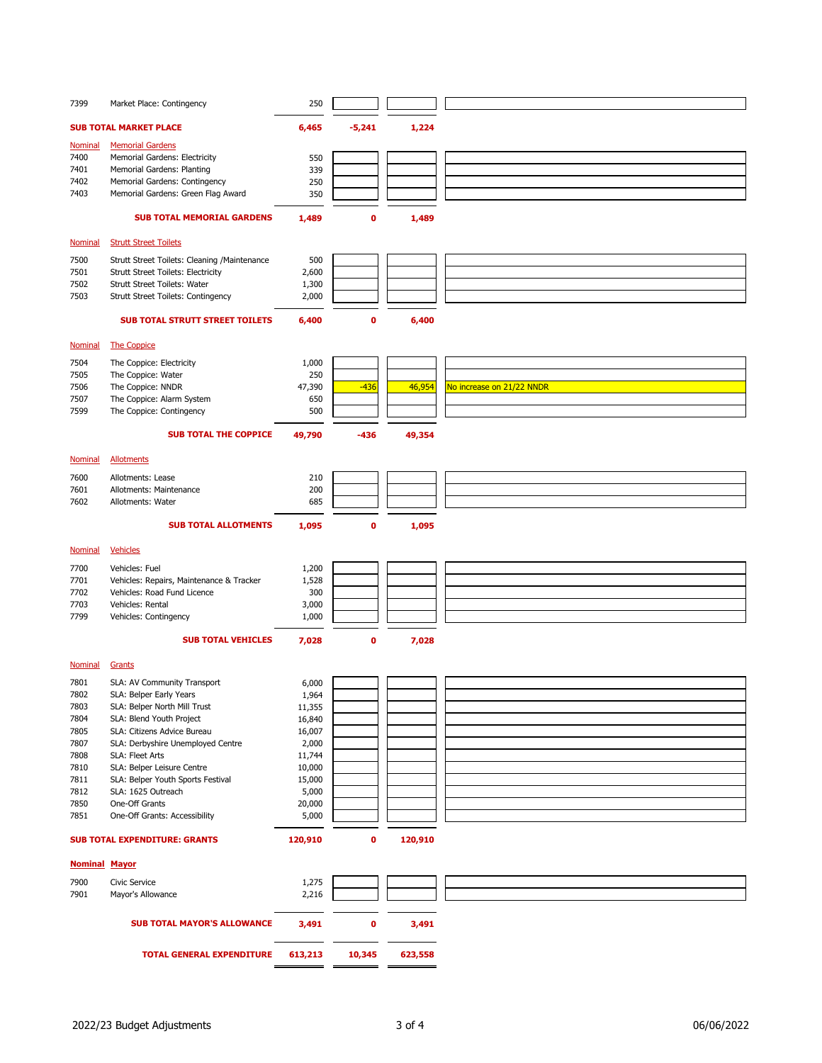| Nominal | Description | Budget | Adjustment | Revised | Notes |
|---|---|---|---|---|---|
| 7399 | Market Place: Contingency | 250 | | | |
| | **SUB TOTAL MARKET PLACE** | **6,465** | **-5,241** | **1,224** | |
| Nominal | Memorial Gardens | | | | |
| 7400 | Memorial Gardens: Electricity | 550 | | | |
| 7401 | Memorial Gardens: Planting | 339 | | | |
| 7402 | Memorial Gardens: Contingency | 250 | | | |
| 7403 | Memorial Gardens: Green Flag Award | 350 | | | |
| | **SUB TOTAL MEMORIAL GARDENS** | **1,489** | **0** | **1,489** | |
| Nominal | Strutt Street Toilets | | | | |
| 7500 | Strutt Street Toilets: Cleaning /Maintenance | 500 | | | |
| 7501 | Strutt Street Toilets: Electricity | 2,600 | | | |
| 7502 | Strutt Street Toilets: Water | 1,300 | | | |
| 7503 | Strutt Street Toilets: Contingency | 2,000 | | | |
| | **SUB TOTAL STRUTT STREET TOILETS** | **6,400** | **0** | **6,400** | |
| Nominal | The Coppice | | | | |
| 7504 | The Coppice: Electricity | 1,000 | | | |
| 7505 | The Coppice: Water | 250 | | | |
| 7506 | The Coppice: NNDR | 47,390 | -436 | 46,954 | No increase on 21/22 NNDR |
| 7507 | The Coppice: Alarm System | 650 | | | |
| 7599 | The Coppice: Contingency | 500 | | | |
| | **SUB TOTAL THE COPPICE** | **49,790** | **-436** | **49,354** | |
| Nominal | Allotments | | | | |
| 7600 | Allotments: Lease | 210 | | | |
| 7601 | Allotments: Maintenance | 200 | | | |
| 7602 | Allotments: Water | 685 | | | |
| | **SUB TOTAL ALLOTMENTS** | **1,095** | **0** | **1,095** | |
| Nominal | Vehicles | | | | |
| 7700 | Vehicles: Fuel | 1,200 | | | |
| 7701 | Vehicles: Repairs, Maintenance & Tracker | 1,528 | | | |
| 7702 | Vehicles: Road Fund Licence | 300 | | | |
| 7703 | Vehicles: Rental | 3,000 | | | |
| 7799 | Vehicles: Contingency | 1,000 | | | |
| | **SUB TOTAL VEHICLES** | **7,028** | **0** | **7,028** | |
| Nominal | Grants | | | | |
| 7801 | SLA: AV Community Transport | 6,000 | | | |
| 7802 | SLA: Belper Early Years | 1,964 | | | |
| 7803 | SLA: Belper North Mill Trust | 11,355 | | | |
| 7804 | SLA: Blend Youth Project | 16,840 | | | |
| 7805 | SLA: Citizens Advice Bureau | 16,007 | | | |
| 7807 | SLA: Derbyshire Unemployed Centre | 2,000 | | | |
| 7808 | SLA: Fleet Arts | 11,744 | | | |
| 7810 | SLA: Belper Leisure Centre | 10,000 | | | |
| 7811 | SLA: Belper Youth Sports Festival | 15,000 | | | |
| 7812 | SLA: 1625 Outreach | 5,000 | | | |
| 7850 | One-Off Grants | 20,000 | | | |
| 7851 | One-Off Grants: Accessibility | 5,000 | | | |
| | **SUB TOTAL EXPENDITURE: GRANTS** | **120,910** | **0** | **120,910** | |
| **Nominal** | **Mayor** | | | | |
| 7900 | Civic Service | 1,275 | | | |
| 7901 | Mayor's Allowance | 2,216 | | | |
| | **SUB TOTAL MAYOR'S ALLOWANCE** | **3,491** | **0** | **3,491** | |
| | **TOTAL GENERAL EXPENDITURE** | **613,213** | **10,345** | **623,558** | |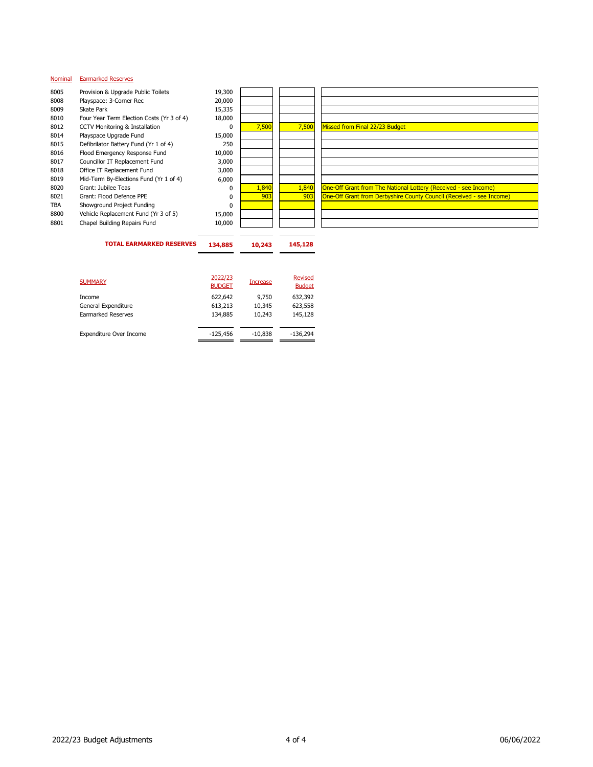| Nominal | Earmarked Reserves | | | | |
|---|---|---|---|---|---|
| 8005 | Provision & Upgrade Public Toilets | 19,300 | | | |
| 8008 | Playspace: 3-Corner Rec | 20,000 | | | |
| 8009 | Skate Park | 15,335 | | | |
| 8010 | Four Year Term Election Costs (Yr 3 of 4) | 18,000 | | | |
| 8012 | CCTV Monitoring & Installation | 0 | 7,500 | 7,500 | Missed from Final 22/23 Budget |
| 8014 | Playspace Upgrade Fund | 15,000 | | | |
| 8015 | Defibrilator Battery Fund (Yr 1 of 4) | 250 | | | |
| 8016 | Flood Emergency Response Fund | 10,000 | | | |
| 8017 | Councillor IT Replacement Fund | 3,000 | | | |
| 8018 | Office IT Replacement Fund | 3,000 | | | |
| 8019 | Mid-Term By-Elections Fund (Yr 1 of 4) | 6,000 | | | |
| 8020 | Grant: Jubilee Teas | 0 | 1,840 | 1,840 | One-Off Grant from The National Lottery (Received - see Income) |
| 8021 | Grant: Flood Defence PPE | 0 | 903 | 903 | One-Off Grant from Derbyshire County Council (Received - see Income) |
| TBA | Showground Project Funding | 0 | | | |
| 8800 | Vehicle Replacement Fund (Yr 3 of 5) | 15,000 | | | |
| 8801 | Chapel Building Repairs Fund | 10,000 | | | |
| | **TOTAL EARMARKED RESERVES** | **134,885** | **10,243** | **145,128** | |

| SUMMARY | 2022/23 BUDGET | Increase | Revised Budget |
|---|---|---|---|
| Income | 622,642 | 9,750 | 632,392 |
| General Expenditure | 613,213 | 10,345 | 623,558 |
| Earmarked Reserves | 134,885 | 10,243 | 145,128 |
| Expenditure Over Income | -125,456 | -10,838 | -136,294 |